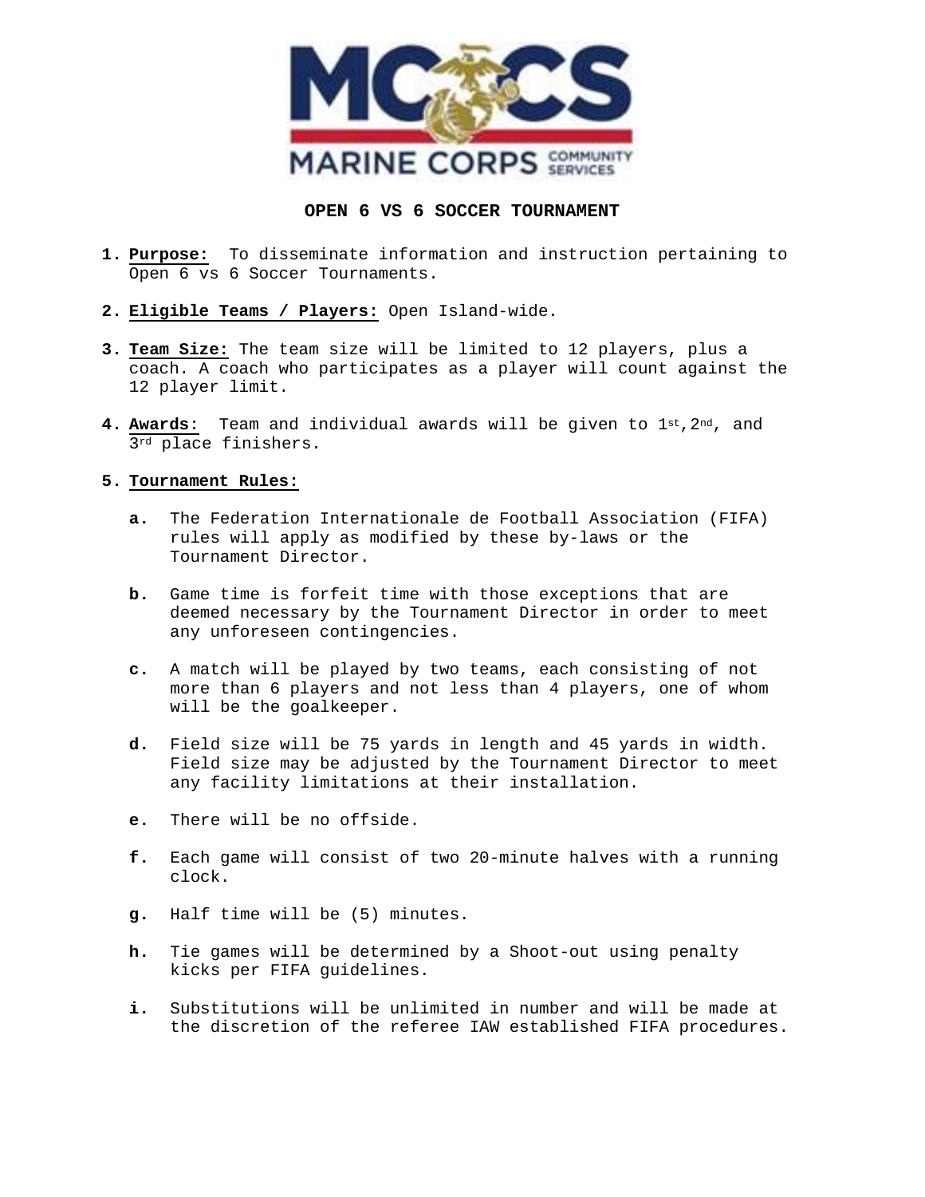# OPEN 6 VS 6 SOCCER TOURNAMENT

1. **Purpose:** To disseminate information and instruction pertaining to Open 6 vs 6 Soccer Tournaments.

2. **Eligible Teams / Players:** Open Island-wide.

3. **Team Size:** The team size will be limited to 12 players, plus a coach. A coach who participates as a player will count against the 12 player limit.

4. **Awards**: Team and individual awards will be given to 1st, 2nd, and 3rd place finishers.

5. **Tournament Rules:**

   **a.** The Federation Internationale de Football Association (FIFA) rules will apply as modified by these by-laws or the Tournament Director.

   **b.** Game time is forfeit time with those exceptions that are deemed necessary by the Tournament Director in order to meet any unforeseen contingencies.

   **c.** A match will be played by two teams, each consisting of not more than 6 players and not less than 4 players, one of whom will be the goalkeeper.

   **d.** Field size will be 75 yards in length and 45 yards in width. Field size may be adjusted by the Tournament Director to meet any facility limitations at their installation.

   **e.** There will be no offside.

   **f.** Each game will consist of two 20-minute halves with a running clock.

   **g.** Half time will be (5) minutes.

   **h.** Tie games will be determined by a Shoot-out using penalty kicks per FIFA guidelines.

   **i.** Substitutions will be unlimited in number and will be made at the discretion of the referee IAW established FIFA procedures.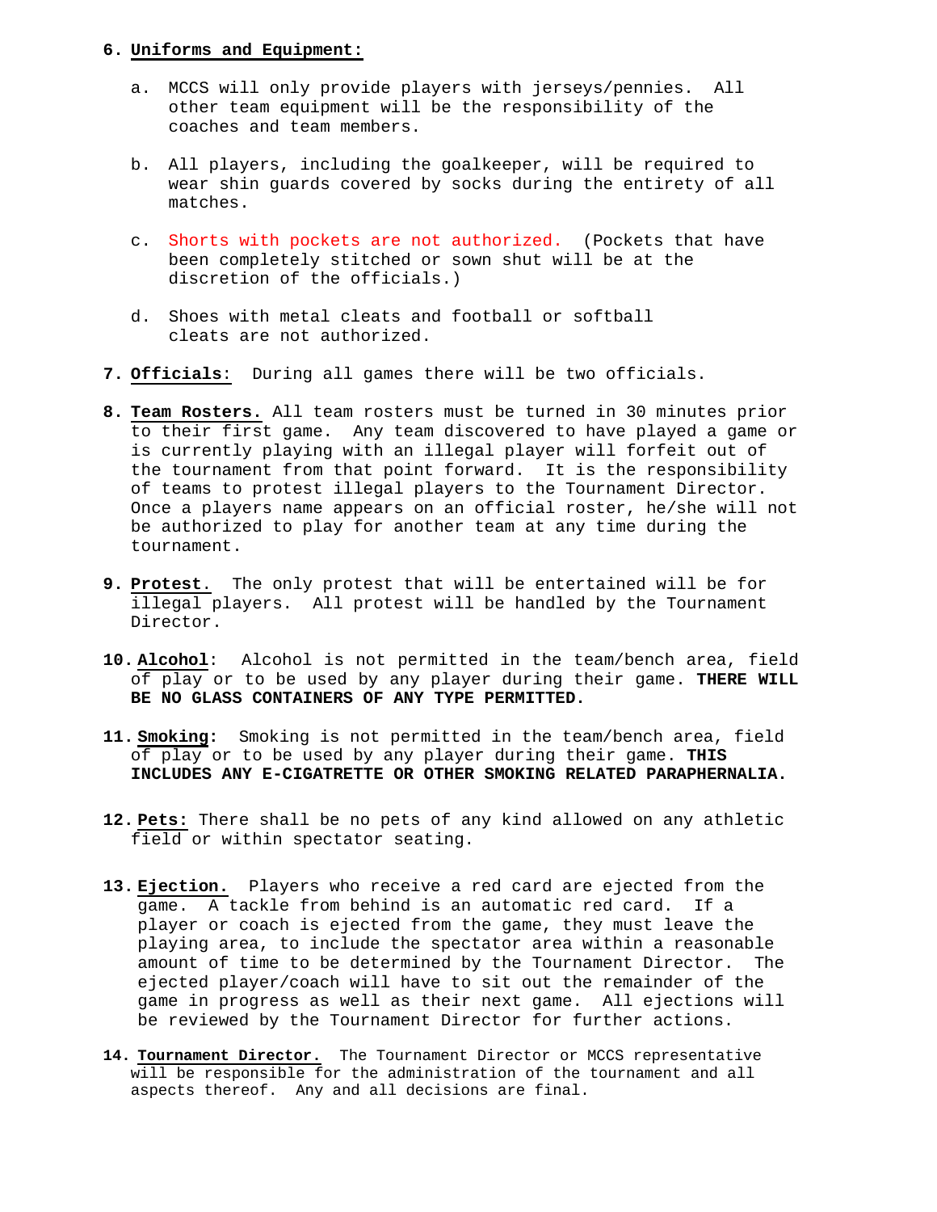6. **Uniforms and Equipment:**

   a. MCCS will only provide players with jerseys/pennies. All other team equipment will be the responsibility of the coaches and team members.

   b. All players, including the goalkeeper, will be required to wear shin guards covered by socks during the entirety of all matches.

   c. Shorts with pockets are not authorized. (Pockets that have been completely stitched or sown shut will be at the discretion of the officials.)

   d. Shoes with metal cleats and football or softball cleats are not authorized.

7. **Officials**: During all games there will be two officials.

8. **Team Rosters.** All team rosters must be turned in 30 minutes prior to their first game. Any team discovered to have played a game or is currently playing with an illegal player will forfeit out of the tournament from that point forward. It is the responsibility of teams to protest illegal players to the Tournament Director. Once a players name appears on an official roster, he/she will not be authorized to play for another team at any time during the tournament.

9. **Protest.** The only protest that will be entertained will be for illegal players. All protest will be handled by the Tournament Director.

10. **Alcohol**: Alcohol is not permitted in the team/bench area, field of play or to be used by any player during their game. **THERE WILL BE NO GLASS CONTAINERS OF ANY TYPE PERMITTED.**

11. **Smoking:** Smoking is not permitted in the team/bench area, field of play or to be used by any player during their game. **THIS INCLUDES ANY E-CIGATRETTE OR OTHER SMOKING RELATED PARAPHERNALIA.**

12. **Pets:** There shall be no pets of any kind allowed on any athletic field or within spectator seating.

13. **Ejection.** Players who receive a red card are ejected from the game. A tackle from behind is an automatic red card. If a player or coach is ejected from the game, they must leave the playing area, to include the spectator area within a reasonable amount of time to be determined by the Tournament Director. The ejected player/coach will have to sit out the remainder of the game in progress as well as their next game. All ejections will be reviewed by the Tournament Director for further actions.

14. **Tournament Director.** The Tournament Director or MCCS representative will be responsible for the administration of the tournament and all aspects thereof. Any and all decisions are final.